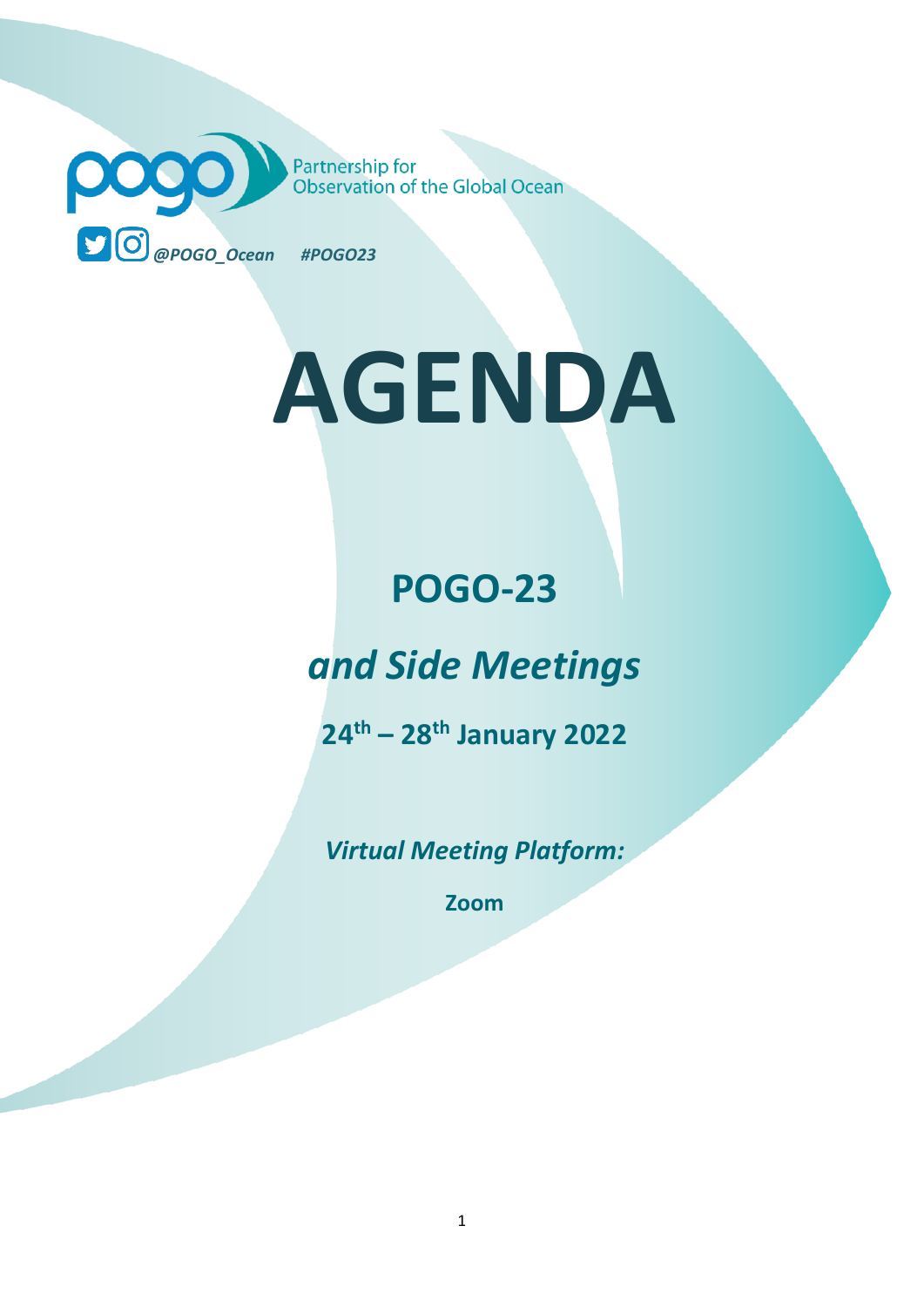Partnership for Observation of the Global Ocean

@POGO_Ocean #POGO23

# AGENDA

## POGO-23

## *and Side Meetings*

**24th – 28th January 2022**

***Virtual Meeting Platform:***

**Zoom**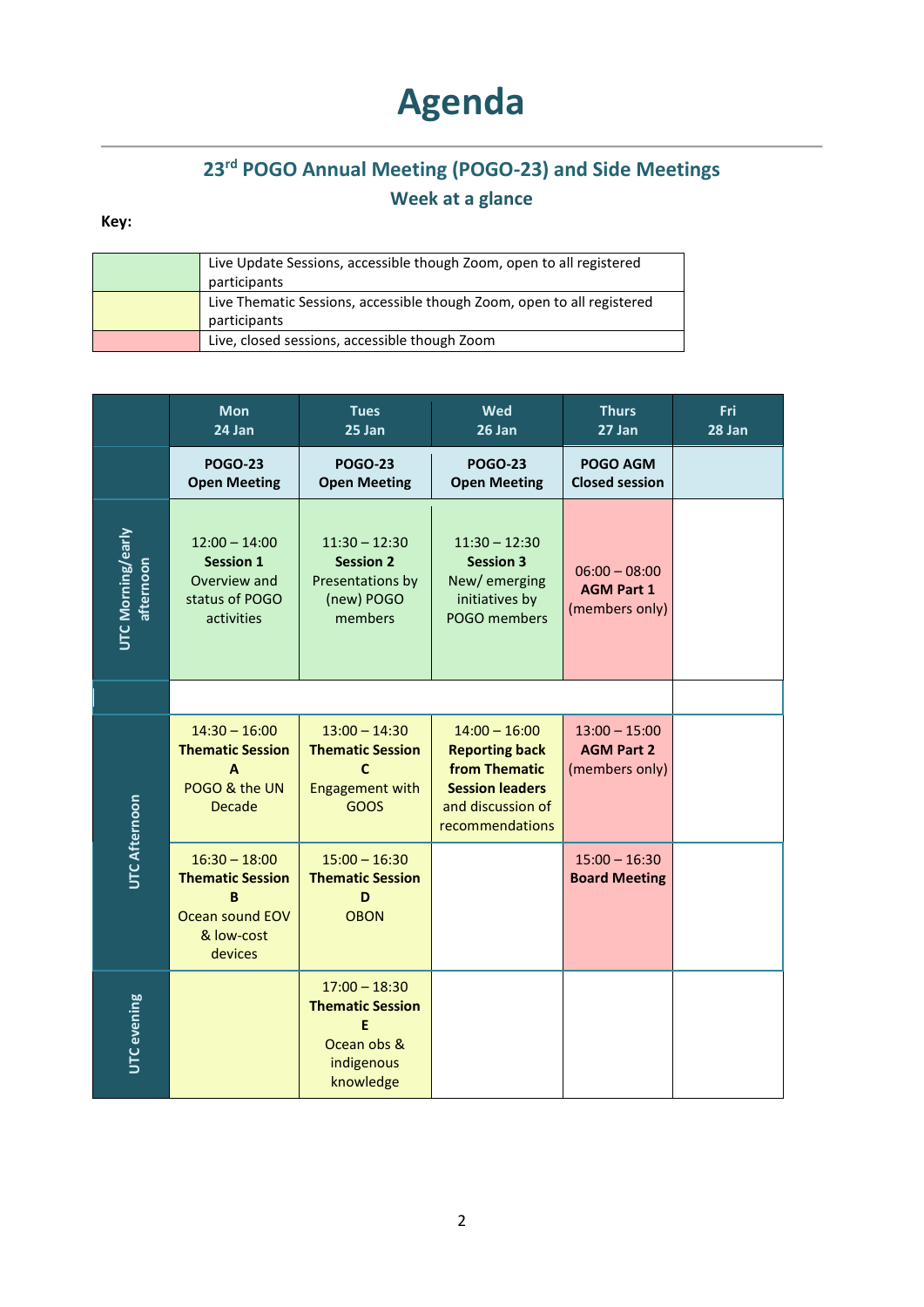# Agenda

## 23rd POGO Annual Meeting (POGO-23) and Side Meetings

### Week at a glance

**Key:**

| | |
|---|---|
| (green) | Live Update Sessions, accessible though Zoom, open to all registered participants |
| (yellow) | Live Thematic Sessions, accessible though Zoom, open to all registered participants |
| (pink) | Live, closed sessions, accessible though Zoom |

| | Mon 24 Jan | Tues 25 Jan | Wed 26 Jan | Thurs 27 Jan | Fri 28 Jan |
|---|---|---|---|---|---|
| | **POGO-23 Open Meeting** | **POGO-23 Open Meeting** | **POGO-23 Open Meeting** | **POGO AGM Closed session** | |
| UTC Morning/early afternoon | 12:00 – 14:00 **Session 1** Overview and status of POGO activities | 11:30 – 12:30 **Session 2** Presentations by (new) POGO members | 11:30 – 12:30 **Session 3** New/ emerging initiatives by POGO members | 06:00 – 08:00 **AGM Part 1** (members only) | |
| | | | | | |
| UTC Afternoon | 14:30 – 16:00 **Thematic Session A** POGO & the UN Decade | 13:00 – 14:30 **Thematic Session C** Engagement with GOOS | 14:00 – 16:00 **Reporting back from Thematic Session leaders** and discussion of recommendations | 13:00 – 15:00 **AGM Part 2** (members only) | |
| UTC Afternoon | 16:30 – 18:00 **Thematic Session B** Ocean sound EOV & low-cost devices | 15:00 – 16:30 **Thematic Session D** OBON | | 15:00 – 16:30 **Board Meeting** | |
| UTC evening | | 17:00 – 18:30 **Thematic Session E** Ocean obs & indigenous knowledge | | | |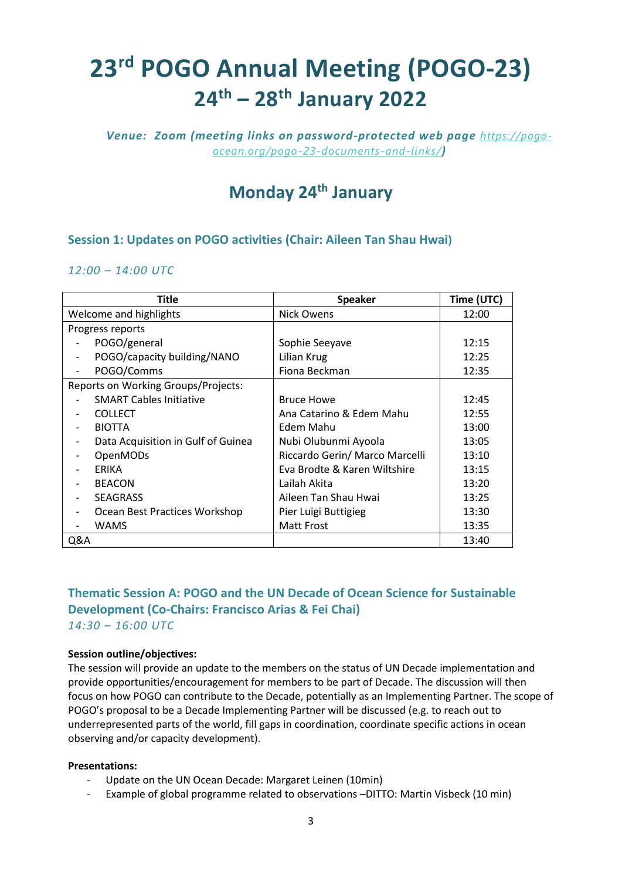# 23rd POGO Annual Meeting (POGO-23)

## 24th – 28th January 2022

***Venue: Zoom (meeting links on password-protected web page [https://pogo-ocean.org/pogo-23-documents-and-links/](https://pogo-ocean.org/pogo-23-documents-and-links/))***

## Monday 24th January

### Session 1: Updates on POGO activities (Chair: Aileen Tan Shau Hwai)

*12:00 – 14:00 UTC*

| Title | Speaker | Time (UTC) |
|---|---|---|
| Welcome and highlights | Nick Owens | 12:00 |
| Progress reports | | |
| - POGO/general | Sophie Seeyave | 12:15 |
| - POGO/capacity building/NANO | Lilian Krug | 12:25 |
| - POGO/Comms | Fiona Beckman | 12:35 |
| Reports on Working Groups/Projects: | | |
| - SMART Cables Initiative | Bruce Howe | 12:45 |
| - COLLECT | Ana Catarino & Edem Mahu | 12:55 |
| - BIOTTA | Edem Mahu | 13:00 |
| - Data Acquisition in Gulf of Guinea | Nubi Olubunmi Ayoola | 13:05 |
| - OpenMODs | Riccardo Gerin/ Marco Marcelli | 13:10 |
| - ERIKA | Eva Brodte & Karen Wiltshire | 13:15 |
| - BEACON | Lailah Akita | 13:20 |
| - SEAGRASS | Aileen Tan Shau Hwai | 13:25 |
| - Ocean Best Practices Workshop | Pier Luigi Buttigieg | 13:30 |
| - WAMS | Matt Frost | 13:35 |
| Q&A | | 13:40 |

### Thematic Session A: POGO and the UN Decade of Ocean Science for Sustainable Development (Co-Chairs: Francisco Arias & Fei Chai)

*14:30 – 16:00 UTC*

**Session outline/objectives:**

The session will provide an update to the members on the status of UN Decade implementation and provide opportunities/encouragement for members to be part of Decade. The discussion will then focus on how POGO can contribute to the Decade, potentially as an Implementing Partner. The scope of POGO's proposal to be a Decade Implementing Partner will be discussed (e.g. to reach out to underrepresented parts of the world, fill gaps in coordination, coordinate specific actions in ocean observing and/or capacity development).

**Presentations:**

- Update on the UN Ocean Decade: Margaret Leinen (10min)
- Example of global programme related to observations –DITTO: Martin Visbeck (10 min)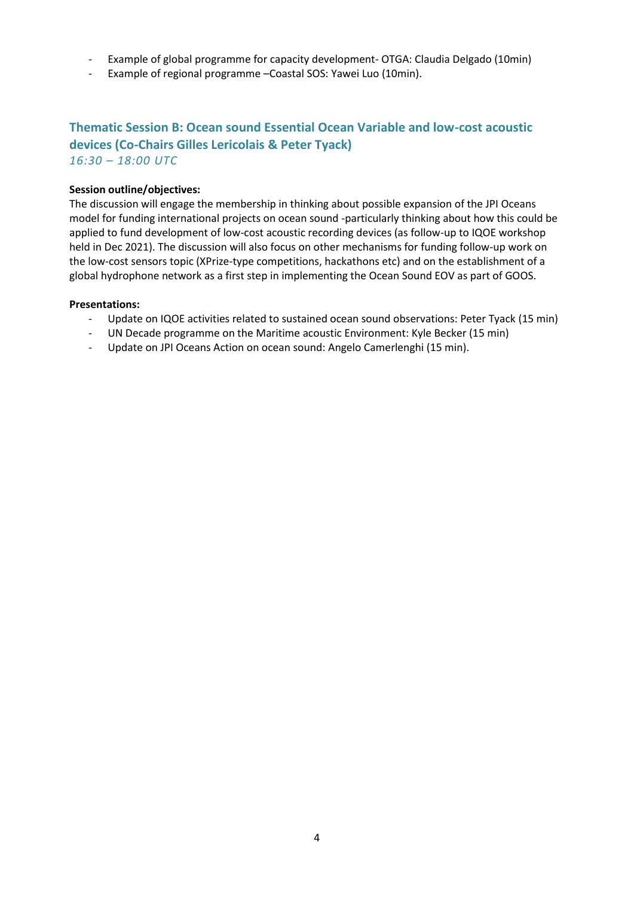- Example of global programme for capacity development- OTGA: Claudia Delgado (10min)
- Example of regional programme –Coastal SOS: Yawei Luo (10min).

## Thematic Session B: Ocean sound Essential Ocean Variable and low-cost acoustic devices (Co-Chairs Gilles Lericolais & Peter Tyack)

*16:30 – 18:00 UTC*

**Session outline/objectives:**

The discussion will engage the membership in thinking about possible expansion of the JPI Oceans model for funding international projects on ocean sound -particularly thinking about how this could be applied to fund development of low-cost acoustic recording devices (as follow-up to IQOE workshop held in Dec 2021). The discussion will also focus on other mechanisms for funding follow-up work on the low-cost sensors topic (XPrize-type competitions, hackathons etc) and on the establishment of a global hydrophone network as a first step in implementing the Ocean Sound EOV as part of GOOS.

**Presentations:**

- Update on IQOE activities related to sustained ocean sound observations: Peter Tyack (15 min)
- UN Decade programme on the Maritime acoustic Environment: Kyle Becker (15 min)
- Update on JPI Oceans Action on ocean sound: Angelo Camerlenghi (15 min).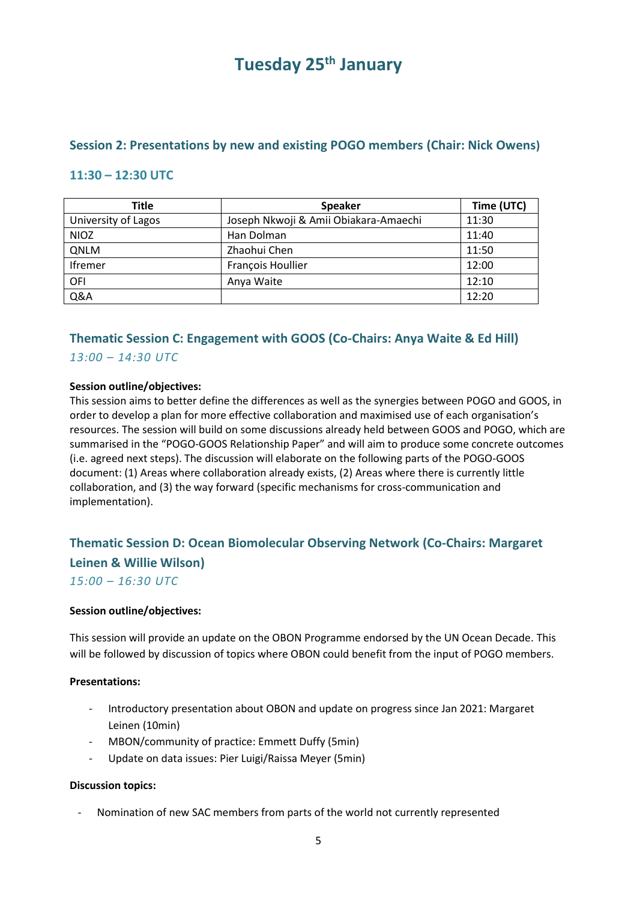# Tuesday 25th January

## Session 2: Presentations by new and existing POGO members (Chair: Nick Owens)

## 11:30 – 12:30 UTC

| Title | Speaker | Time (UTC) |
| --- | --- | --- |
| University of Lagos | Joseph Nkwoji & Amii Obiakara-Amaechi | 11:30 |
| NIOZ | Han Dolman | 11:40 |
| QNLM | Zhaohui Chen | 11:50 |
| Ifremer | François Houllier | 12:00 |
| OFI | Anya Waite | 12:10 |
| Q&A | | 12:20 |

## Thematic Session C: Engagement with GOOS (Co-Chairs: Anya Waite & Ed Hill)

*13:00 – 14:30 UTC*

**Session outline/objectives:**

This session aims to better define the differences as well as the synergies between POGO and GOOS, in order to develop a plan for more effective collaboration and maximised use of each organisation's resources. The session will build on some discussions already held between GOOS and POGO, which are summarised in the "POGO-GOOS Relationship Paper" and will aim to produce some concrete outcomes (i.e. agreed next steps). The discussion will elaborate on the following parts of the POGO-GOOS document: (1) Areas where collaboration already exists, (2) Areas where there is currently little collaboration, and (3) the way forward (specific mechanisms for cross-communication and implementation).

## Thematic Session D: Ocean Biomolecular Observing Network (Co-Chairs: Margaret Leinen & Willie Wilson)

*15:00 – 16:30 UTC*

**Session outline/objectives:**

This session will provide an update on the OBON Programme endorsed by the UN Ocean Decade. This will be followed by discussion of topics where OBON could benefit from the input of POGO members.

**Presentations:**

- Introductory presentation about OBON and update on progress since Jan 2021: Margaret Leinen (10min)
- MBON/community of practice: Emmett Duffy (5min)
- Update on data issues: Pier Luigi/Raissa Meyer (5min)

**Discussion topics:**

- Nomination of new SAC members from parts of the world not currently represented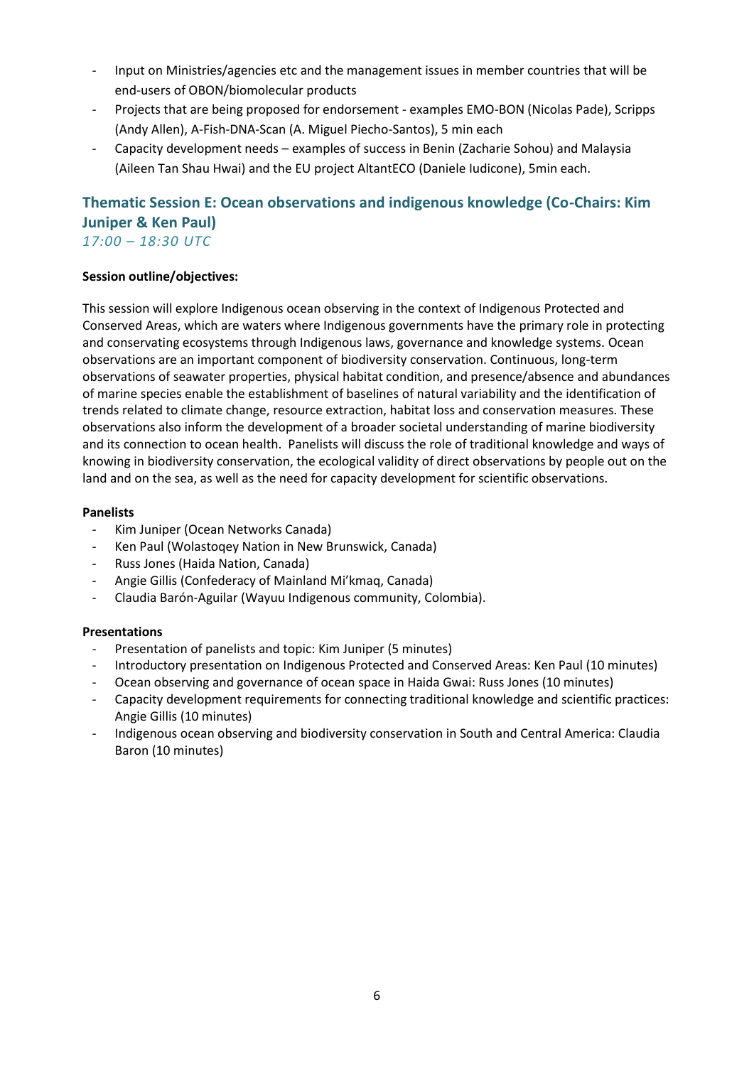- Input on Ministries/agencies etc and the management issues in member countries that will be end-users of OBON/biomolecular products
- Projects that are being proposed for endorsement - examples EMO-BON (Nicolas Pade), Scripps (Andy Allen), A-Fish-DNA-Scan (A. Miguel Piecho-Santos), 5 min each
- Capacity development needs – examples of success in Benin (Zacharie Sohou) and Malaysia (Aileen Tan Shau Hwai) and the EU project AltantECO (Daniele Iudicone), 5min each.

## Thematic Session E: Ocean observations and indigenous knowledge (Co-Chairs: Kim Juniper & Ken Paul)

*17:00 – 18:30 UTC*

**Session outline/objectives:**

This session will explore Indigenous ocean observing in the context of Indigenous Protected and Conserved Areas, which are waters where Indigenous governments have the primary role in protecting and conserving ecosystems through Indigenous laws, governance and knowledge systems. Ocean observations are an important component of biodiversity conservation. Continuous, long-term observations of seawater properties, physical habitat condition, and presence/absence and abundances of marine species enable the establishment of baselines of natural variability and the identification of trends related to climate change, resource extraction, habitat loss and conservation measures. These observations also inform the development of a broader societal understanding of marine biodiversity and its connection to ocean health. Panelists will discuss the role of traditional knowledge and ways of knowing in biodiversity conservation, the ecological validity of direct observations by people out on the land and on the sea, as well as the need for capacity development for scientific observations.

**Panelists**

- Kim Juniper (Ocean Networks Canada)
- Ken Paul (Wolastoqey Nation in New Brunswick, Canada)
- Russ Jones (Haida Nation, Canada)
- Angie Gillis (Confederacy of Mainland Mi'kmaq, Canada)
- Claudia Barón-Aguilar (Wayuu Indigenous community, Colombia).

**Presentations**

- Presentation of panelists and topic: Kim Juniper (5 minutes)
- Introductory presentation on Indigenous Protected and Conserved Areas: Ken Paul (10 minutes)
- Ocean observing and governance of ocean space in Haida Gwai: Russ Jones (10 minutes)
- Capacity development requirements for connecting traditional knowledge and scientific practices: Angie Gillis (10 minutes)
- Indigenous ocean observing and biodiversity conservation in South and Central America: Claudia Baron (10 minutes)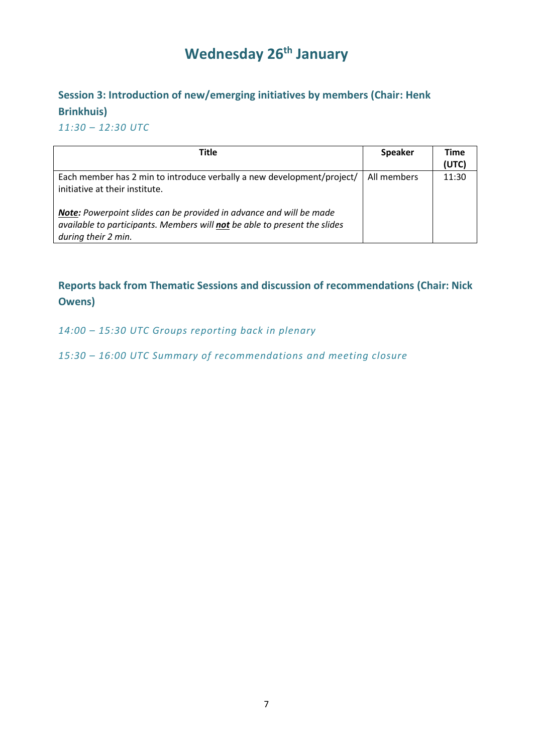# Wednesday 26th January

## Session 3: Introduction of new/emerging initiatives by members (Chair: Henk Brinkhuis)

*11:30 – 12:30 UTC*

| Title | Speaker | Time (UTC) |
|---|---|---|
| Each member has 2 min to introduce verbally a new development/project/ initiative at their institute.<br><br>***Note:*** *Powerpoint slides can be provided in advance and will be made available to participants. Members will* ***not*** *be able to present the slides during their 2 min.* | All members | 11:30 |

## Reports back from Thematic Sessions and discussion of recommendations (Chair: Nick Owens)

*14:00 – 15:30 UTC Groups reporting back in plenary*

*15:30 – 16:00 UTC Summary of recommendations and meeting closure*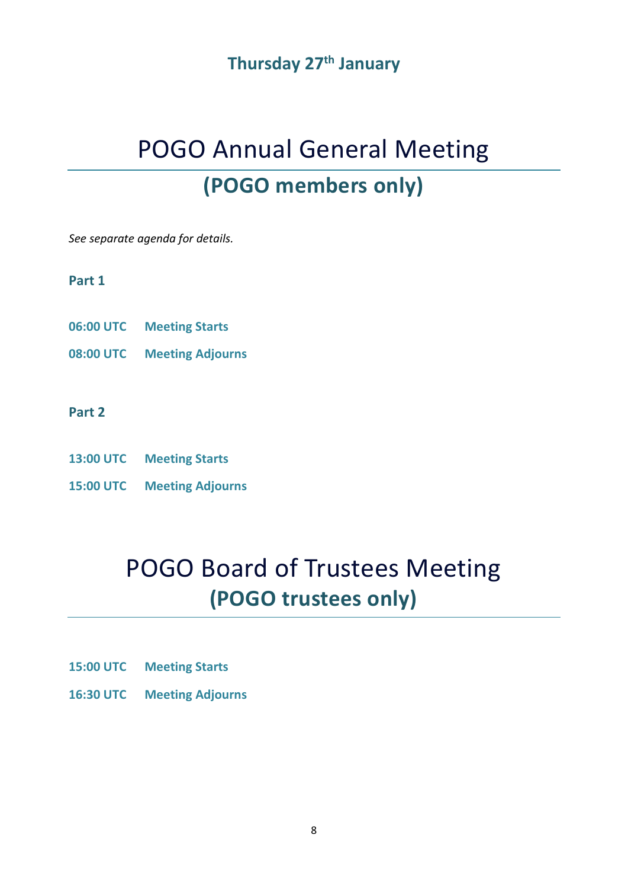### Thursday 27th January

# POGO Annual General Meeting

## (POGO members only)

*See separate agenda for details.*

**Part 1**

**06:00 UTC Meeting Starts**

**08:00 UTC Meeting Adjourns**

**Part 2**

**13:00 UTC Meeting Starts**

**15:00 UTC Meeting Adjourns**

# POGO Board of Trustees Meeting

## (POGO trustees only)

**15:00 UTC Meeting Starts**

**16:30 UTC Meeting Adjourns**